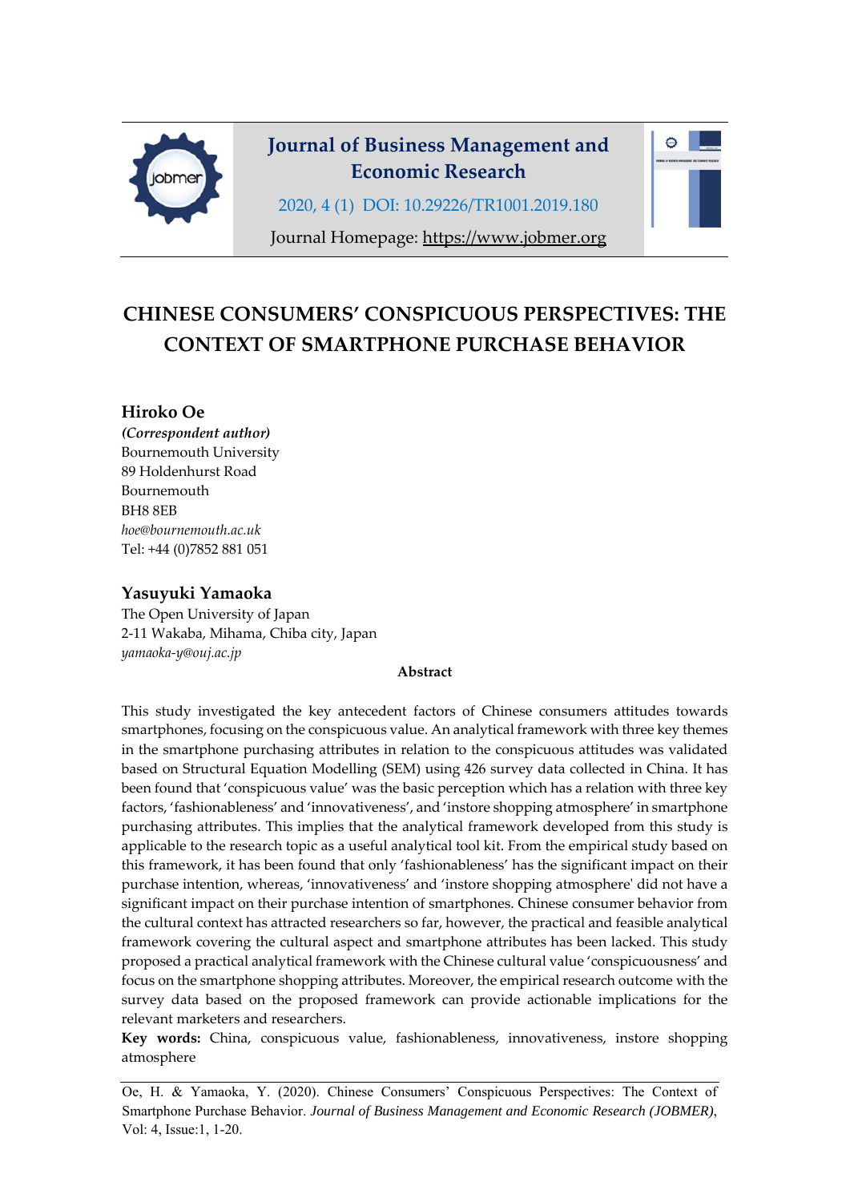# CHINESE CONSUMERS' CONSPICUOUS PERSPECTIVES: THE CONTEXT OF SMARTPHONE PURCHASE BEHAVIOR

**Hiroko Oe**
***(Correspondent author)***
Bournemouth University
89 Holdenhurst Road
Bournemouth
BH8 8EB
*hoe@bournemouth.ac.uk*
Tel: +44 (0)7852 881 051

**Yasuyuki Yamaoka**
The Open University of Japan
2-11 Wakaba, Mihama, Chiba city, Japan
*yamaoka-y@ouj.ac.jp*

**Abstract**

This study investigated the key antecedent factors of Chinese consumers attitudes towards smartphones, focusing on the conspicuous value. An analytical framework with three key themes in the smartphone purchasing attributes in relation to the conspicuous attitudes was validated based on Structural Equation Modelling (SEM) using 426 survey data collected in China. It has been found that 'conspicuous value' was the basic perception which has a relation with three key factors, 'fashionableness' and 'innovativeness', and 'instore shopping atmosphere' in smartphone purchasing attributes. This implies that the analytical framework developed from this study is applicable to the research topic as a useful analytical tool kit. From the empirical study based on this framework, it has been found that only 'fashionableness' has the significant impact on their purchase intention, whereas, 'innovativeness' and 'instore shopping atmosphere' did not have a significant impact on their purchase intention of smartphones. Chinese consumer behavior from the cultural context has attracted researchers so far, however, the practical and feasible analytical framework covering the cultural aspect and smartphone attributes has been lacked. This study proposed a practical analytical framework with the Chinese cultural value 'conspicuousness' and focus on the smartphone shopping attributes. Moreover, the empirical research outcome with the survey data based on the proposed framework can provide actionable implications for the relevant marketers and researchers.

**Key words:** China, conspicuous value, fashionableness, innovativeness, instore shopping atmosphere

Oe, H. & Yamaoka, Y. (2020). Chinese Consumers' Conspicuous Perspectives: The Context of Smartphone Purchase Behavior. *Journal of Business Management and Economic Research (JOBMER)*, Vol: 4, Issue:1, 1-20.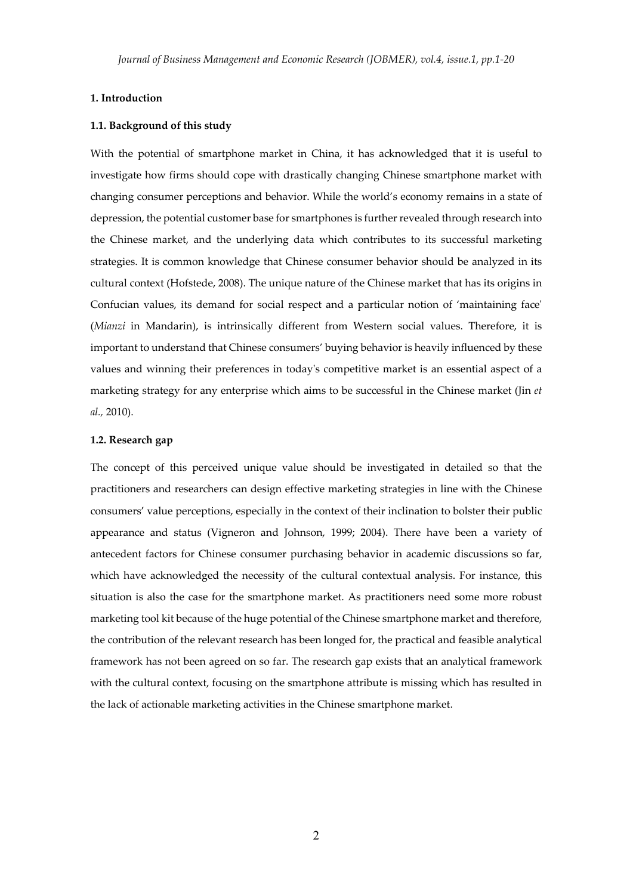## 1. Introduction

### 1.1. Background of this study

With the potential of smartphone market in China, it has acknowledged that it is useful to investigate how firms should cope with drastically changing Chinese smartphone market with changing consumer perceptions and behavior. While the world's economy remains in a state of depression, the potential customer base for smartphones is further revealed through research into the Chinese market, and the underlying data which contributes to its successful marketing strategies. It is common knowledge that Chinese consumer behavior should be analyzed in its cultural context (Hofstede, 2008). The unique nature of the Chinese market that has its origins in Confucian values, its demand for social respect and a particular notion of 'maintaining face' (*Mianzi* in Mandarin), is intrinsically different from Western social values. Therefore, it is important to understand that Chinese consumers' buying behavior is heavily influenced by these values and winning their preferences in today's competitive market is an essential aspect of a marketing strategy for any enterprise which aims to be successful in the Chinese market (Jin *et al.,* 2010).

### 1.2. Research gap

The concept of this perceived unique value should be investigated in detailed so that the practitioners and researchers can design effective marketing strategies in line with the Chinese consumers' value perceptions, especially in the context of their inclination to bolster their public appearance and status (Vigneron and Johnson, 1999; 2004). There have been a variety of antecedent factors for Chinese consumer purchasing behavior in academic discussions so far, which have acknowledged the necessity of the cultural contextual analysis. For instance, this situation is also the case for the smartphone market. As practitioners need some more robust marketing tool kit because of the huge potential of the Chinese smartphone market and therefore, the contribution of the relevant research has been longed for, the practical and feasible analytical framework has not been agreed on so far. The research gap exists that an analytical framework with the cultural context, focusing on the smartphone attribute is missing which has resulted in the lack of actionable marketing activities in the Chinese smartphone market.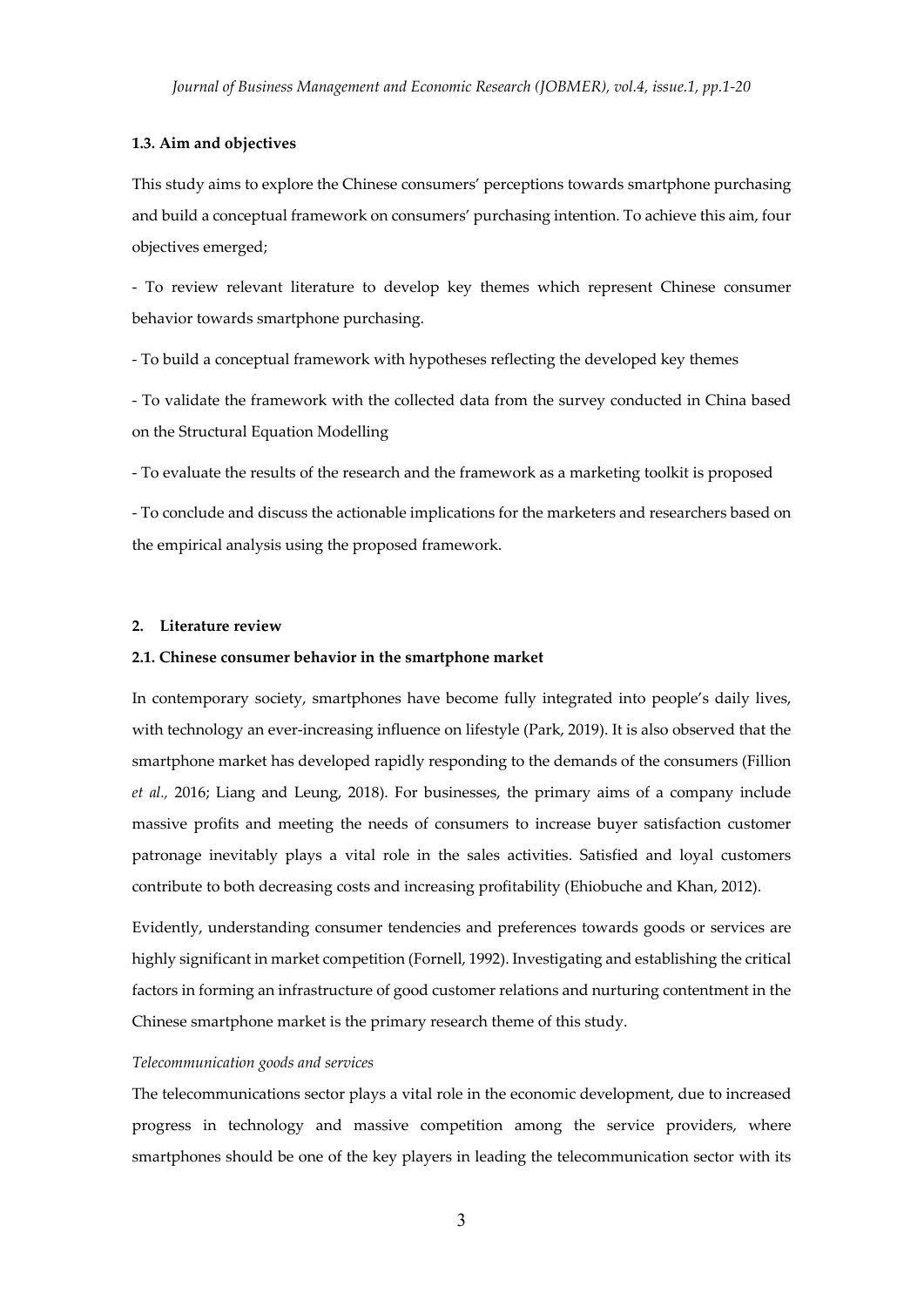### 1.3. Aim and objectives

This study aims to explore the Chinese consumers' perceptions towards smartphone purchasing and build a conceptual framework on consumers' purchasing intention. To achieve this aim, four objectives emerged;

- To review relevant literature to develop key themes which represent Chinese consumer behavior towards smartphone purchasing.

- To build a conceptual framework with hypotheses reflecting the developed key themes

- To validate the framework with the collected data from the survey conducted in China based on the Structural Equation Modelling

- To evaluate the results of the research and the framework as a marketing toolkit is proposed

- To conclude and discuss the actionable implications for the marketers and researchers based on the empirical analysis using the proposed framework.

## 2. Literature review

### 2.1. Chinese consumer behavior in the smartphone market

In contemporary society, smartphones have become fully integrated into people's daily lives, with technology an ever-increasing influence on lifestyle (Park, 2019). It is also observed that the smartphone market has developed rapidly responding to the demands of the consumers (Fillion *et al.,* 2016; Liang and Leung, 2018). For businesses, the primary aims of a company include massive profits and meeting the needs of consumers to increase buyer satisfaction customer patronage inevitably plays a vital role in the sales activities. Satisfied and loyal customers contribute to both decreasing costs and increasing profitability (Ehiobuche and Khan, 2012).

Evidently, understanding consumer tendencies and preferences towards goods or services are highly significant in market competition (Fornell, 1992). Investigating and establishing the critical factors in forming an infrastructure of good customer relations and nurturing contentment in the Chinese smartphone market is the primary research theme of this study.

*Telecommunication goods and services*

The telecommunications sector plays a vital role in the economic development, due to increased progress in technology and massive competition among the service providers, where smartphones should be one of the key players in leading the telecommunication sector with its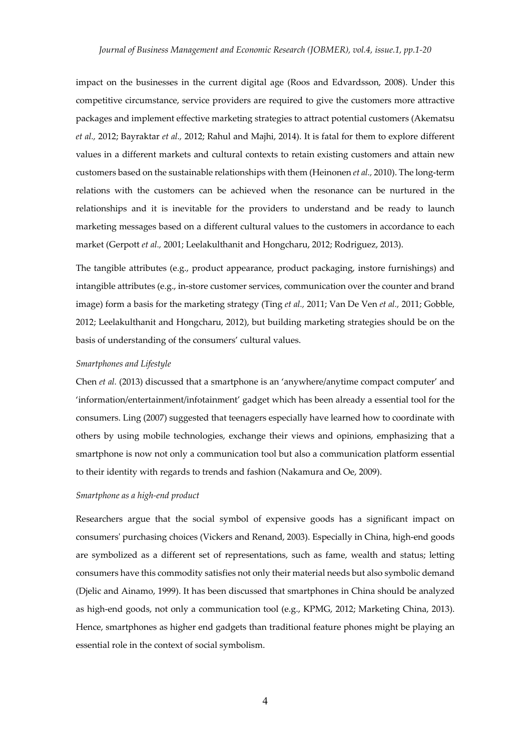impact on the businesses in the current digital age (Roos and Edvardsson, 2008). Under this competitive circumstance, service providers are required to give the customers more attractive packages and implement effective marketing strategies to attract potential customers (Akematsu *et al.,* 2012; Bayraktar *et al.,* 2012; Rahul and Majhi, 2014). It is fatal for them to explore different values in a different markets and cultural contexts to retain existing customers and attain new customers based on the sustainable relationships with them (Heinonen *et al.,* 2010). The long-term relations with the customers can be achieved when the resonance can be nurtured in the relationships and it is inevitable for the providers to understand and be ready to launch marketing messages based on a different cultural values to the customers in accordance to each market (Gerpott *et al.,* 2001; Leelakulthanit and Hongcharu, 2012; Rodriguez, 2013).

The tangible attributes (e.g., product appearance, product packaging, instore furnishings) and intangible attributes (e.g., in-store customer services, communication over the counter and brand image) form a basis for the marketing strategy (Ting *et al.,* 2011; Van De Ven *et al.,* 2011; Gobble, 2012; Leelakulthanit and Hongcharu, 2012), but building marketing strategies should be on the basis of understanding of the consumers' cultural values.

*Smartphones and Lifestyle*

Chen *et al.* (2013) discussed that a smartphone is an 'anywhere/anytime compact computer' and 'information/entertainment/infotainment' gadget which has been already a essential tool for the consumers. Ling (2007) suggested that teenagers especially have learned how to coordinate with others by using mobile technologies, exchange their views and opinions, emphasizing that a smartphone is now not only a communication tool but also a communication platform essential to their identity with regards to trends and fashion (Nakamura and Oe, 2009).

*Smartphone as a high-end product*

Researchers argue that the social symbol of expensive goods has a significant impact on consumers' purchasing choices (Vickers and Renand, 2003). Especially in China, high-end goods are symbolized as a different set of representations, such as fame, wealth and status; letting consumers have this commodity satisfies not only their material needs but also symbolic demand (Djelic and Ainamo, 1999). It has been discussed that smartphones in China should be analyzed as high-end goods, not only a communication tool (e.g., KPMG, 2012; Marketing China, 2013). Hence, smartphones as higher end gadgets than traditional feature phones might be playing an essential role in the context of social symbolism.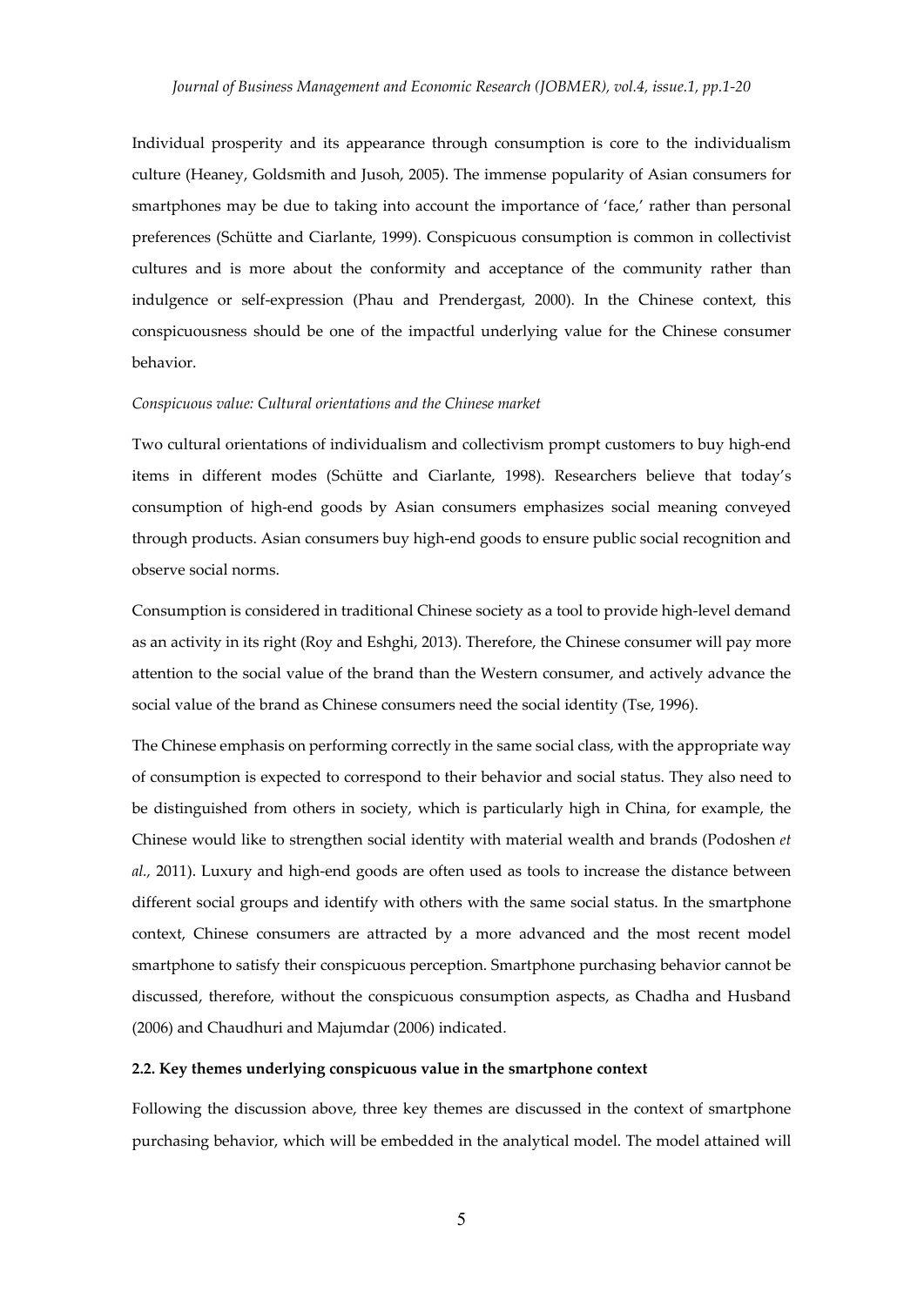Individual prosperity and its appearance through consumption is core to the individualism culture (Heaney, Goldsmith and Jusoh, 2005). The immense popularity of Asian consumers for smartphones may be due to taking into account the importance of 'face,' rather than personal preferences (Schütte and Ciarlante, 1999). Conspicuous consumption is common in collectivist cultures and is more about the conformity and acceptance of the community rather than indulgence or self-expression (Phau and Prendergast, 2000). In the Chinese context, this conspicuousness should be one of the impactful underlying value for the Chinese consumer behavior.

*Conspicuous value: Cultural orientations and the Chinese market*

Two cultural orientations of individualism and collectivism prompt customers to buy high-end items in different modes (Schütte and Ciarlante, 1998). Researchers believe that today's consumption of high-end goods by Asian consumers emphasizes social meaning conveyed through products. Asian consumers buy high-end goods to ensure public social recognition and observe social norms.

Consumption is considered in traditional Chinese society as a tool to provide high-level demand as an activity in its right (Roy and Eshghi, 2013). Therefore, the Chinese consumer will pay more attention to the social value of the brand than the Western consumer, and actively advance the social value of the brand as Chinese consumers need the social identity (Tse, 1996).

The Chinese emphasis on performing correctly in the same social class, with the appropriate way of consumption is expected to correspond to their behavior and social status. They also need to be distinguished from others in society, which is particularly high in China, for example, the Chinese would like to strengthen social identity with material wealth and brands (Podoshen *et al.*, 2011). Luxury and high-end goods are often used as tools to increase the distance between different social groups and identify with others with the same social status. In the smartphone context, Chinese consumers are attracted by a more advanced and the most recent model smartphone to satisfy their conspicuous perception. Smartphone purchasing behavior cannot be discussed, therefore, without the conspicuous consumption aspects, as Chadha and Husband (2006) and Chaudhuri and Majumdar (2006) indicated.

### 2.2. Key themes underlying conspicuous value in the smartphone context

Following the discussion above, three key themes are discussed in the context of smartphone purchasing behavior, which will be embedded in the analytical model. The model attained will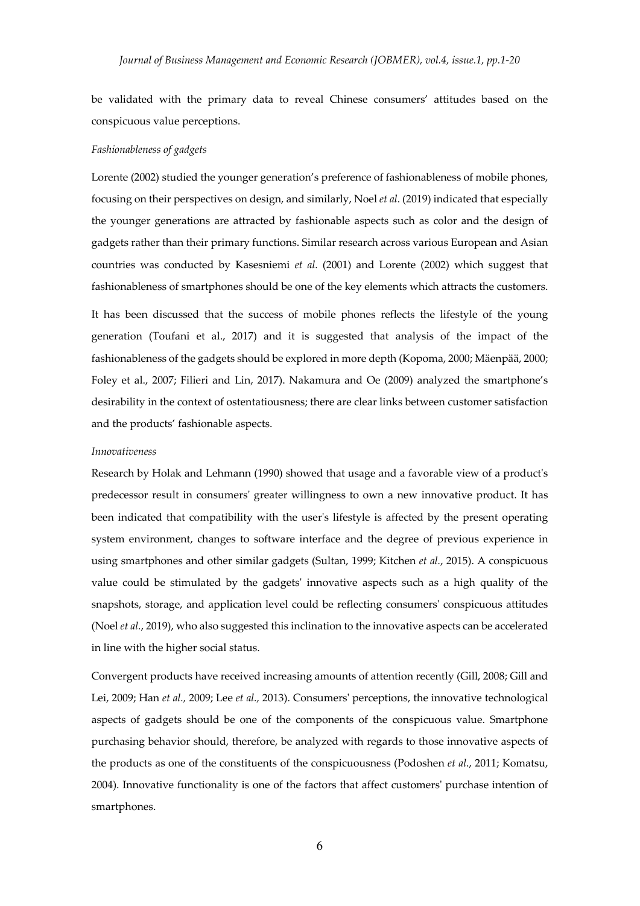be validated with the primary data to reveal Chinese consumers' attitudes based on the conspicuous value perceptions.

*Fashionableness of gadgets*

Lorente (2002) studied the younger generation's preference of fashionableness of mobile phones, focusing on their perspectives on design, and similarly, Noel *et al*. (2019) indicated that especially the younger generations are attracted by fashionable aspects such as color and the design of gadgets rather than their primary functions. Similar research across various European and Asian countries was conducted by Kasesniemi *et al.* (2001) and Lorente (2002) which suggest that fashionableness of smartphones should be one of the key elements which attracts the customers.

It has been discussed that the success of mobile phones reflects the lifestyle of the young generation (Toufani et al., 2017) and it is suggested that analysis of the impact of the fashionableness of the gadgets should be explored in more depth (Kopoma, 2000; Mäenpää, 2000; Foley et al., 2007; Filieri and Lin, 2017). Nakamura and Oe (2009) analyzed the smartphone's desirability in the context of ostentatiousness; there are clear links between customer satisfaction and the products' fashionable aspects.

*Innovativeness*

Research by Holak and Lehmann (1990) showed that usage and a favorable view of a product's predecessor result in consumers' greater willingness to own a new innovative product. It has been indicated that compatibility with the user's lifestyle is affected by the present operating system environment, changes to software interface and the degree of previous experience in using smartphones and other similar gadgets (Sultan, 1999; Kitchen *et al.*, 2015). A conspicuous value could be stimulated by the gadgets' innovative aspects such as a high quality of the snapshots, storage, and application level could be reflecting consumers' conspicuous attitudes (Noel *et al.*, 2019), who also suggested this inclination to the innovative aspects can be accelerated in line with the higher social status.

Convergent products have received increasing amounts of attention recently (Gill, 2008; Gill and Lei, 2009; Han *et al.,* 2009; Lee *et al.,* 2013). Consumers' perceptions, the innovative technological aspects of gadgets should be one of the components of the conspicuous value. Smartphone purchasing behavior should, therefore, be analyzed with regards to those innovative aspects of the products as one of the constituents of the conspicuousness (Podoshen *et al*., 2011; Komatsu, 2004). Innovative functionality is one of the factors that affect customers' purchase intention of smartphones.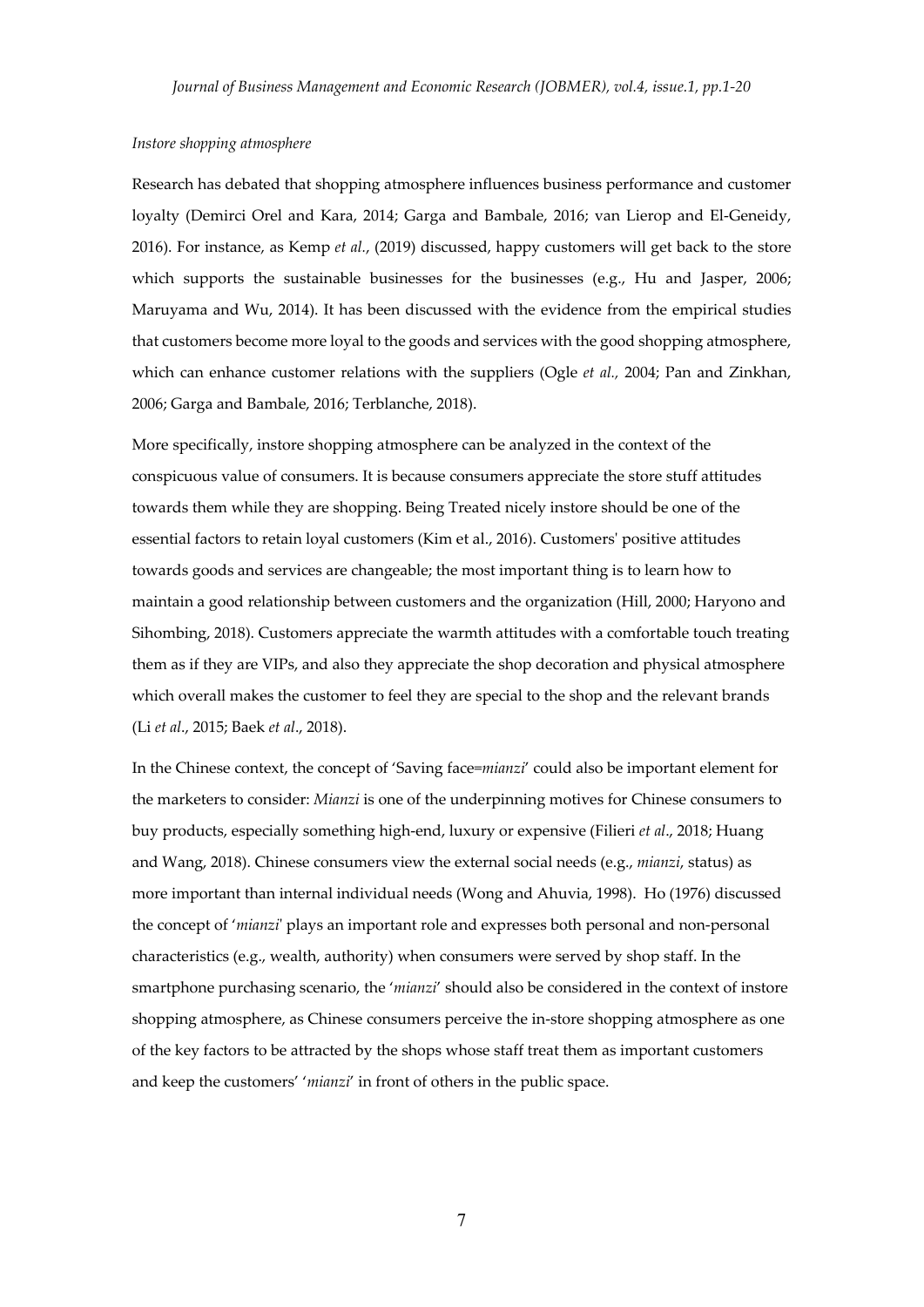*Instore shopping atmosphere*

Research has debated that shopping atmosphere influences business performance and customer loyalty (Demirci Orel and Kara, 2014; Garga and Bambale, 2016; van Lierop and El-Geneidy, 2016). For instance, as Kemp *et al.*, (2019) discussed, happy customers will get back to the store which supports the sustainable businesses for the businesses (e.g., Hu and Jasper, 2006; Maruyama and Wu, 2014). It has been discussed with the evidence from the empirical studies that customers become more loyal to the goods and services with the good shopping atmosphere, which can enhance customer relations with the suppliers (Ogle *et al.,* 2004; Pan and Zinkhan, 2006; Garga and Bambale, 2016; Terblanche, 2018).

More specifically, instore shopping atmosphere can be analyzed in the context of the conspicuous value of consumers. It is because consumers appreciate the store stuff attitudes towards them while they are shopping. Being Treated nicely instore should be one of the essential factors to retain loyal customers (Kim et al., 2016). Customers' positive attitudes towards goods and services are changeable; the most important thing is to learn how to maintain a good relationship between customers and the organization (Hill, 2000; Haryono and Sihombing, 2018). Customers appreciate the warmth attitudes with a comfortable touch treating them as if they are VIPs, and also they appreciate the shop decoration and physical atmosphere which overall makes the customer to feel they are special to the shop and the relevant brands (Li *et al*., 2015; Baek *et al*., 2018).

In the Chinese context, the concept of 'Saving face=*mianzi*' could also be important element for the marketers to consider: *Mianzi* is one of the underpinning motives for Chinese consumers to buy products, especially something high-end, luxury or expensive (Filieri *et al*., 2018; Huang and Wang, 2018). Chinese consumers view the external social needs (e.g., *mianzi*, status) as more important than internal individual needs (Wong and Ahuvia, 1998). Ho (1976) discussed the concept of '*mianzi*' plays an important role and expresses both personal and non-personal characteristics (e.g., wealth, authority) when consumers were served by shop staff. In the smartphone purchasing scenario, the '*mianzi*' should also be considered in the context of instore shopping atmosphere, as Chinese consumers perceive the in-store shopping atmosphere as one of the key factors to be attracted by the shops whose staff treat them as important customers and keep the customers' '*mianzi*' in front of others in the public space.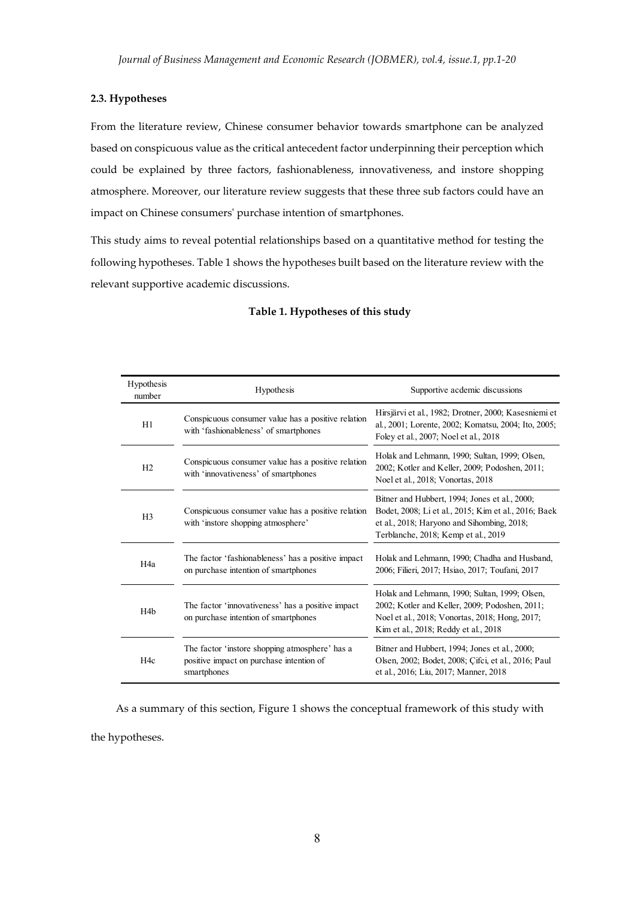### 2.3. Hypotheses

From the literature review, Chinese consumer behavior towards smartphone can be analyzed based on conspicuous value as the critical antecedent factor underpinning their perception which could be explained by three factors, fashionableness, innovativeness, and instore shopping atmosphere. Moreover, our literature review suggests that these three sub factors could have an impact on Chinese consumers' purchase intention of smartphones.

This study aims to reveal potential relationships based on a quantitative method for testing the following hypotheses. Table 1 shows the hypotheses built based on the literature review with the relevant supportive academic discussions.

**Table 1. Hypotheses of this study**

| Hypothesis number | Hypothesis | Supportive acdemic discussions |
|---|---|---|
| H1 | Conspicuous consumer value has a positive relation with 'fashionableness' of smartphones | Hirsjärvi et al., 1982; Drotner, 2000; Kasesniemi et al., 2001; Lorente, 2002; Komatsu, 2004; Ito, 2005; Foley et al., 2007; Noel et al., 2018 |
| H2 | Conspicuous consumer value has a positive relation with 'innovativeness' of smartphones | Holak and Lehmann, 1990; Sultan, 1999; Olsen, 2002; Kotler and Keller, 2009; Podoshen, 2011; Noel et al., 2018; Vonortas, 2018 |
| H3 | Conspicuous consumer value has a positive relation with 'instore shopping atmosphere' | Bitner and Hubbert, 1994; Jones et al., 2000; Bodet, 2008; Li et al., 2015; Kim et al., 2016; Baek et al., 2018; Haryono and Sihombing, 2018; Terblanche, 2018; Kemp et al., 2019 |
| H4a | The factor 'fashionableness' has a positive impact on purchase intention of smartphones | Holak and Lehmann, 1990; Chadha and Husband, 2006; Filieri, 2017; Hsiao, 2017; Toufani, 2017 |
| H4b | The factor 'innovativeness' has a positive impact on purchase intention of smartphones | Holak and Lehmann, 1990; Sultan, 1999; Olsen, 2002; Kotler and Keller, 2009; Podoshen, 2011; Noel et al., 2018; Vonortas, 2018; Hong, 2017; Kim et al., 2018; Reddy et al., 2018 |
| H4c | The factor 'instore shopping atmosphere' has a positive impact on purchase intention of smartphones | Bitner and Hubbert, 1994; Jones et al., 2000; Olsen, 2002; Bodet, 2008; Çifci, et al., 2016; Paul et al., 2016; Liu, 2017; Manner, 2018 |

As a summary of this section, Figure 1 shows the conceptual framework of this study with the hypotheses.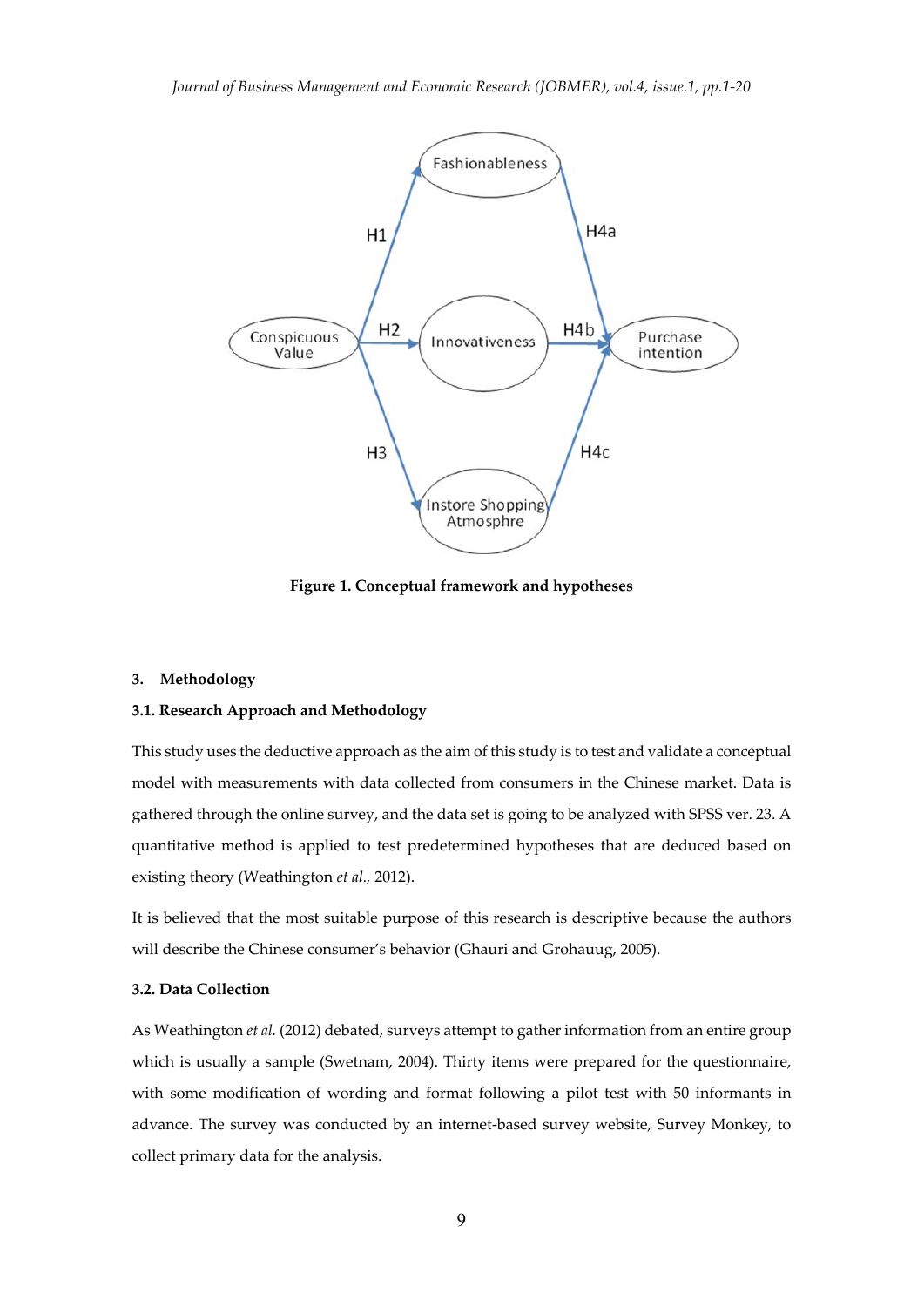Figure 1. Conceptual framework and hypotheses

## 3. Methodology

### 3.1. Research Approach and Methodology

This study uses the deductive approach as the aim of this study is to test and validate a conceptual model with measurements with data collected from consumers in the Chinese market. Data is gathered through the online survey, and the data set is going to be analyzed with SPSS ver. 23. A quantitative method is applied to test predetermined hypotheses that are deduced based on existing theory (Weathington *et al.,* 2012).

It is believed that the most suitable purpose of this research is descriptive because the authors will describe the Chinese consumer's behavior (Ghauri and Grohauug, 2005).

### 3.2. Data Collection

As Weathington *et al.* (2012) debated, surveys attempt to gather information from an entire group which is usually a sample (Swetnam, 2004). Thirty items were prepared for the questionnaire, with some modification of wording and format following a pilot test with 50 informants in advance. The survey was conducted by an internet-based survey website, Survey Monkey, to collect primary data for the analysis.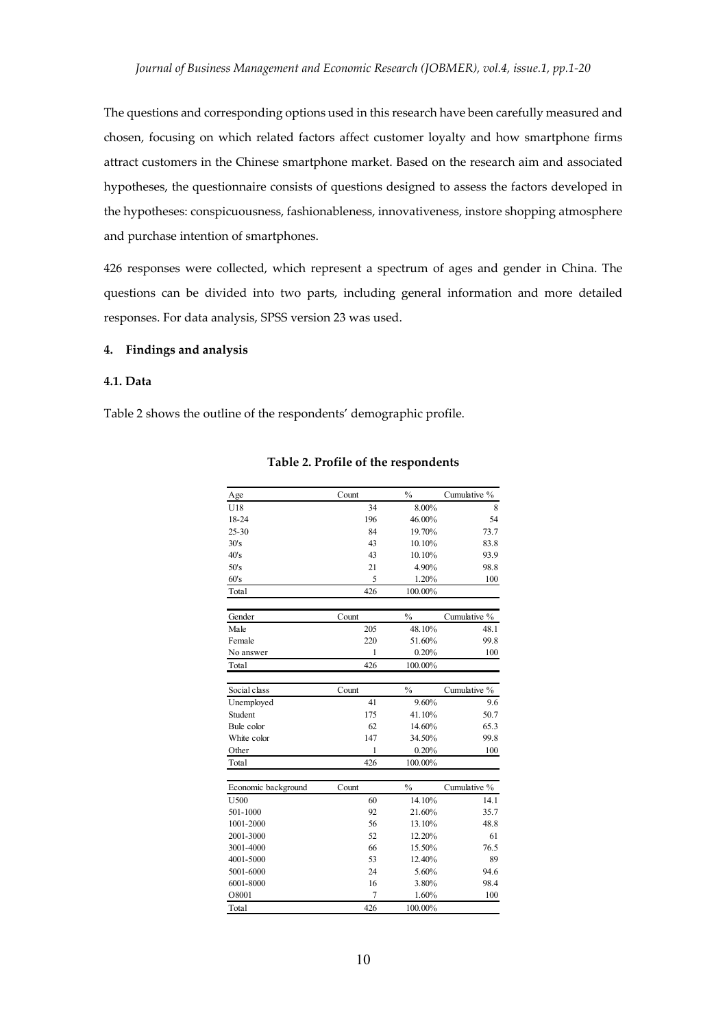The questions and corresponding options used in this research have been carefully measured and chosen, focusing on which related factors affect customer loyalty and how smartphone firms attract customers in the Chinese smartphone market. Based on the research aim and associated hypotheses, the questionnaire consists of questions designed to assess the factors developed in the hypotheses: conspicuousness, fashionableness, innovativeness, instore shopping atmosphere and purchase intention of smartphones.

426 responses were collected, which represent a spectrum of ages and gender in China. The questions can be divided into two parts, including general information and more detailed responses. For data analysis, SPSS version 23 was used.

## 4. Findings and analysis

### 4.1. Data

Table 2 shows the outline of the respondents' demographic profile.

**Table 2. Profile of the respondents**

| Age | Count | % | Cumulative % |
|---|---|---|---|
| U18 | 34 | 8.00% | 8 |
| 18-24 | 196 | 46.00% | 54 |
| 25-30 | 84 | 19.70% | 73.7 |
| 30's | 43 | 10.10% | 83.8 |
| 40's | 43 | 10.10% | 93.9 |
| 50's | 21 | 4.90% | 98.8 |
| 60's | 5 | 1.20% | 100 |
| Total | 426 | 100.00% | |

| Gender | Count | % | Cumulative % |
|---|---|---|---|
| Male | 205 | 48.10% | 48.1 |
| Female | 220 | 51.60% | 99.8 |
| No answer | 1 | 0.20% | 100 |
| Total | 426 | 100.00% | |

| Social class | Count | % | Cumulative % |
|---|---|---|---|
| Unemployed | 41 | 9.60% | 9.6 |
| Student | 175 | 41.10% | 50.7 |
| Bule color | 62 | 14.60% | 65.3 |
| White color | 147 | 34.50% | 99.8 |
| Other | 1 | 0.20% | 100 |
| Total | 426 | 100.00% | |

| Economic background | Count | % | Cumulative % |
|---|---|---|---|
| U500 | 60 | 14.10% | 14.1 |
| 501-1000 | 92 | 21.60% | 35.7 |
| 1001-2000 | 56 | 13.10% | 48.8 |
| 2001-3000 | 52 | 12.20% | 61 |
| 3001-4000 | 66 | 15.50% | 76.5 |
| 4001-5000 | 53 | 12.40% | 89 |
| 5001-6000 | 24 | 5.60% | 94.6 |
| 6001-8000 | 16 | 3.80% | 98.4 |
| O8001 | 7 | 1.60% | 100 |
| Total | 426 | 100.00% | |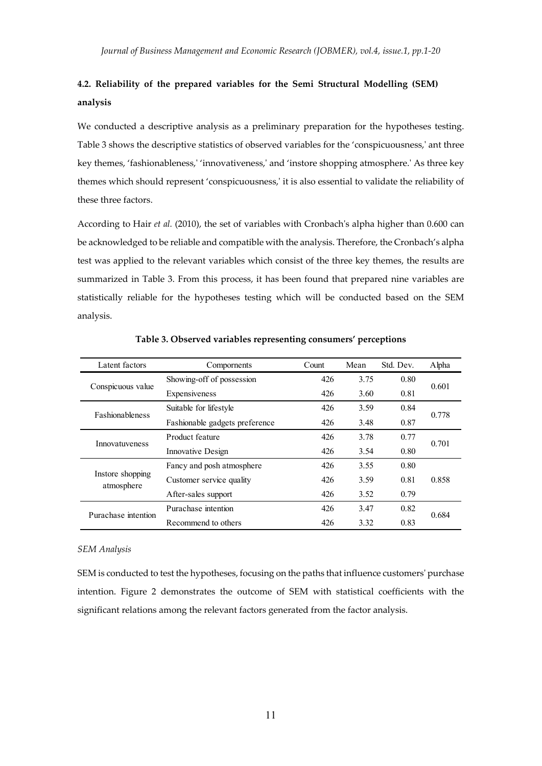### 4.2. Reliability of the prepared variables for the Semi Structural Modelling (SEM) analysis

We conducted a descriptive analysis as a preliminary preparation for the hypotheses testing. Table 3 shows the descriptive statistics of observed variables for the 'conspicuousness,' ant three key themes, 'fashionableness,' 'innovativeness,' and 'instore shopping atmosphere.' As three key themes which should represent 'conspicuousness,' it is also essential to validate the reliability of these three factors.

According to Hair *et al.* (2010), the set of variables with Cronbach's alpha higher than 0.600 can be acknowledged to be reliable and compatible with the analysis. Therefore, the Cronbach's alpha test was applied to the relevant variables which consist of the three key themes, the results are summarized in Table 3. From this process, it has been found that prepared nine variables are statistically reliable for the hypotheses testing which will be conducted based on the SEM analysis.

**Table 3. Observed variables representing consumers' perceptions**

| Latent factors | Compornents | Count | Mean | Std. Dev. | Alpha |
|---|---|---|---|---|---|
| Conspicuous value | Showing-off of possession | 426 | 3.75 | 0.80 | 0.601 |
| | Expensiveness | 426 | 3.60 | 0.81 | |
| Fashionableness | Suitable for lifestyle | 426 | 3.59 | 0.84 | 0.778 |
| | Fashionable gadgets preference | 426 | 3.48 | 0.87 | |
| Innovatuveness | Product feature | 426 | 3.78 | 0.77 | 0.701 |
| | Innovative Design | 426 | 3.54 | 0.80 | |
| Instore shopping atmosphere | Fancy and posh atmosphere | 426 | 3.55 | 0.80 | 0.858 |
| | Customer service quality | 426 | 3.59 | 0.81 | |
| | After-sales support | 426 | 3.52 | 0.79 | |
| Purachase intention | Purachase intention | 426 | 3.47 | 0.82 | 0.684 |
| | Recommend to others | 426 | 3.32 | 0.83 | |

*SEM Analysis*

SEM is conducted to test the hypotheses, focusing on the paths that influence customers' purchase intention. Figure 2 demonstrates the outcome of SEM with statistical coefficients with the significant relations among the relevant factors generated from the factor analysis.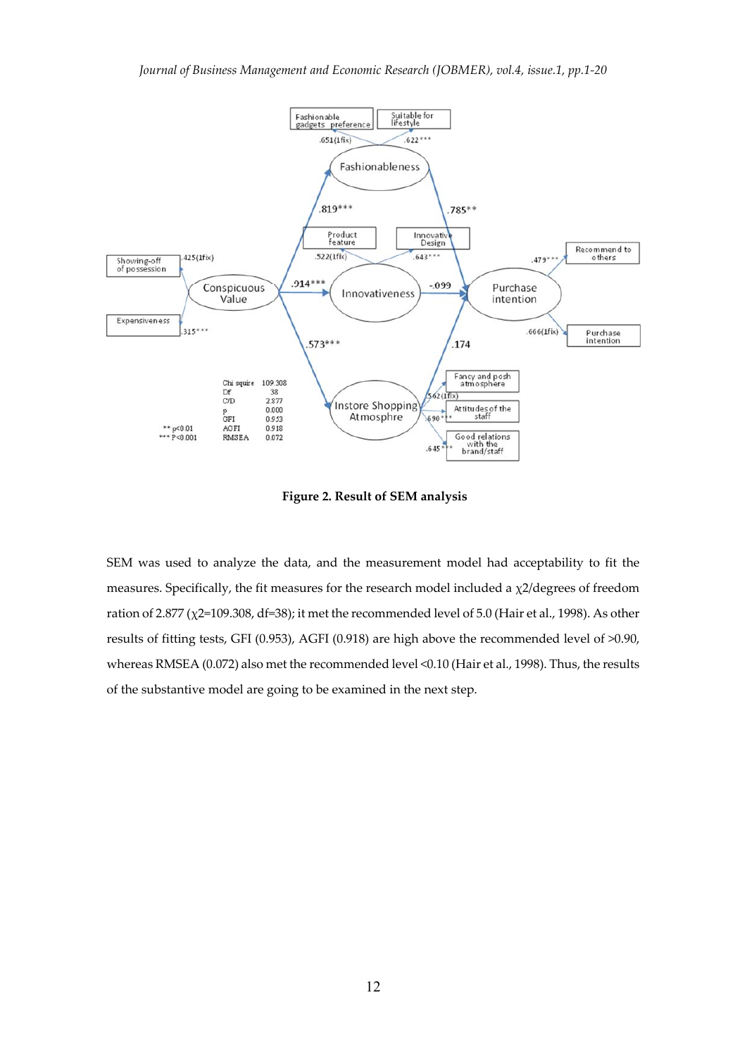**Figure 2. Result of SEM analysis**

SEM was used to analyze the data, and the measurement model had acceptability to fit the measures. Specifically, the fit measures for the research model included a χ2/degrees of freedom ration of 2.877 (χ2=109.308, df=38); it met the recommended level of 5.0 (Hair et al., 1998). As other results of fitting tests, GFI (0.953), AGFI (0.918) are high above the recommended level of >0.90, whereas RMSEA (0.072) also met the recommended level <0.10 (Hair et al., 1998). Thus, the results of the substantive model are going to be examined in the next step.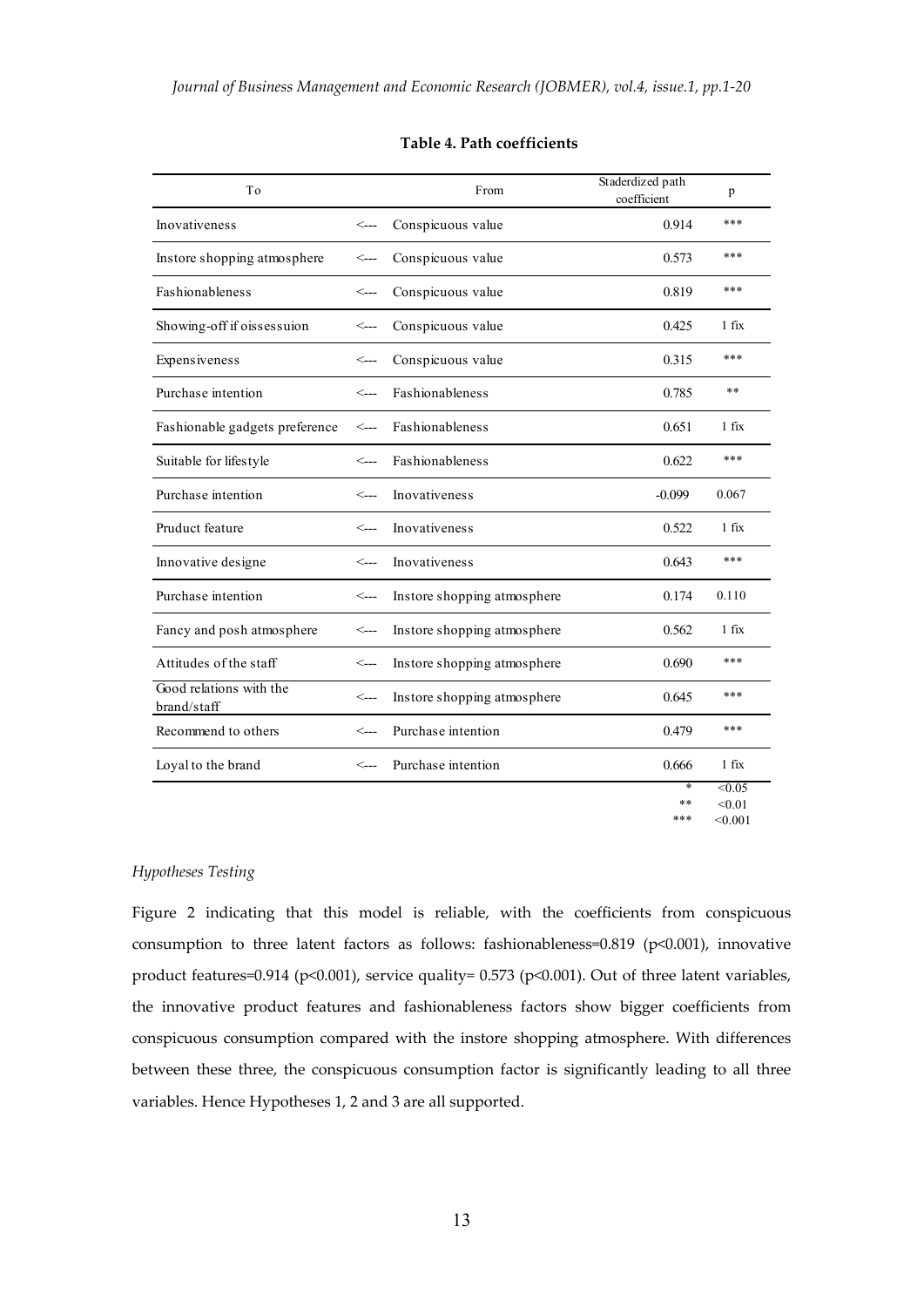**Table 4. Path coefficients**

| To | | From | Staderdized path coefficient | p |
|---|---|---|---|---|
| Inovativeness | <--- | Conspicuous value | 0.914 | *** |
| Instore shopping atmosphere | <--- | Conspicuous value | 0.573 | *** |
| Fashionableness | <--- | Conspicuous value | 0.819 | *** |
| Showing-off if oissessuion | <--- | Conspicuous value | 0.425 | 1 fix |
| Expensiveness | <--- | Conspicuous value | 0.315 | *** |
| Purchase intention | <--- | Fashionableness | 0.785 | ** |
| Fashionable gadgets preference | <--- | Fashionableness | 0.651 | 1 fix |
| Suitable for lifestyle | <--- | Fashionableness | 0.622 | *** |
| Purchase intention | <--- | Inovativeness | -0.099 | 0.067 |
| Pruduct feature | <--- | Inovativeness | 0.522 | 1 fix |
| Innovative designe | <--- | Inovativeness | 0.643 | *** |
| Purchase intention | <--- | Instore shopping atmosphere | 0.174 | 0.110 |
| Fancy and posh atmosphere | <--- | Instore shopping atmosphere | 0.562 | 1 fix |
| Attitudes of the staff | <--- | Instore shopping atmosphere | 0.690 | *** |
| Good relations with the brand/staff | <--- | Instore shopping atmosphere | 0.645 | *** |
| Recommend to others | <--- | Purchase intention | 0.479 | *** |
| Loyal to the brand | <--- | Purchase intention | 0.666 | 1 fix |
| | | | * | <0.05 |
| | | | ** | <0.01 |
| | | | *** | <0.001 |

*Hypotheses Testing*

Figure 2 indicating that this model is reliable, with the coefficients from conspicuous consumption to three latent factors as follows: fashionableness=0.819 ($p<0.001$), innovative product features=0.914 ($p<0.001$), service quality= 0.573 ($p<0.001$). Out of three latent variables, the innovative product features and fashionableness factors show bigger coefficients from conspicuous consumption compared with the instore shopping atmosphere. With differences between these three, the conspicuous consumption factor is significantly leading to all three variables. Hence Hypotheses 1, 2 and 3 are all supported.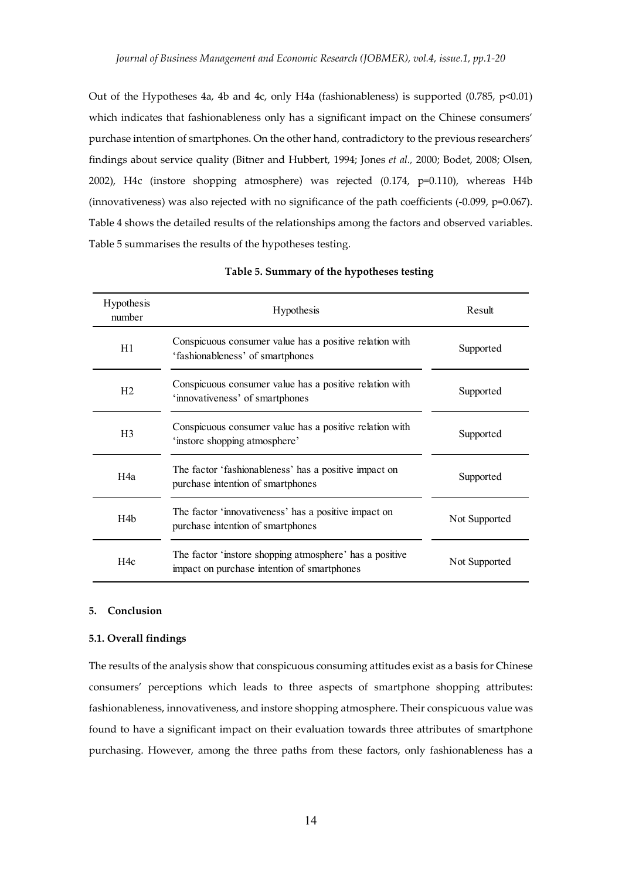Out of the Hypotheses 4a, 4b and 4c, only H4a (fashionableness) is supported (0.785, $p<0.01$) which indicates that fashionableness only has a significant impact on the Chinese consumers' purchase intention of smartphones. On the other hand, contradictory to the previous researchers' findings about service quality (Bitner and Hubbert, 1994; Jones *et al.,* 2000; Bodet, 2008; Olsen, 2002), H4c (instore shopping atmosphere) was rejected (0.174, $p=0.110$), whereas H4b (innovativeness) was also rejected with no significance of the path coefficients (-0.099, $p=0.067$). Table 4 shows the detailed results of the relationships among the factors and observed variables. Table 5 summarises the results of the hypotheses testing.

**Table 5. Summary of the hypotheses testing**

| Hypothesis number | Hypothesis | Result |
|---|---|---|
| H1 | Conspicuous consumer value has a positive relation with 'fashionableness' of smartphones | Supported |
| H2 | Conspicuous consumer value has a positive relation with 'innovativeness' of smartphones | Supported |
| H3 | Conspicuous consumer value has a positive relation with 'instore shopping atmosphere' | Supported |
| H4a | The factor 'fashionableness' has a positive impact on purchase intention of smartphones | Supported |
| H4b | The factor 'innovativeness' has a positive impact on purchase intention of smartphones | Not Supported |
| H4c | The factor 'instore shopping atmosphere' has a positive impact on purchase intention of smartphones | Not Supported |

## 5. Conclusion

### 5.1. Overall findings

The results of the analysis show that conspicuous consuming attitudes exist as a basis for Chinese consumers' perceptions which leads to three aspects of smartphone shopping attributes: fashionableness, innovativeness, and instore shopping atmosphere. Their conspicuous value was found to have a significant impact on their evaluation towards three attributes of smartphone purchasing. However, among the three paths from these factors, only fashionableness has a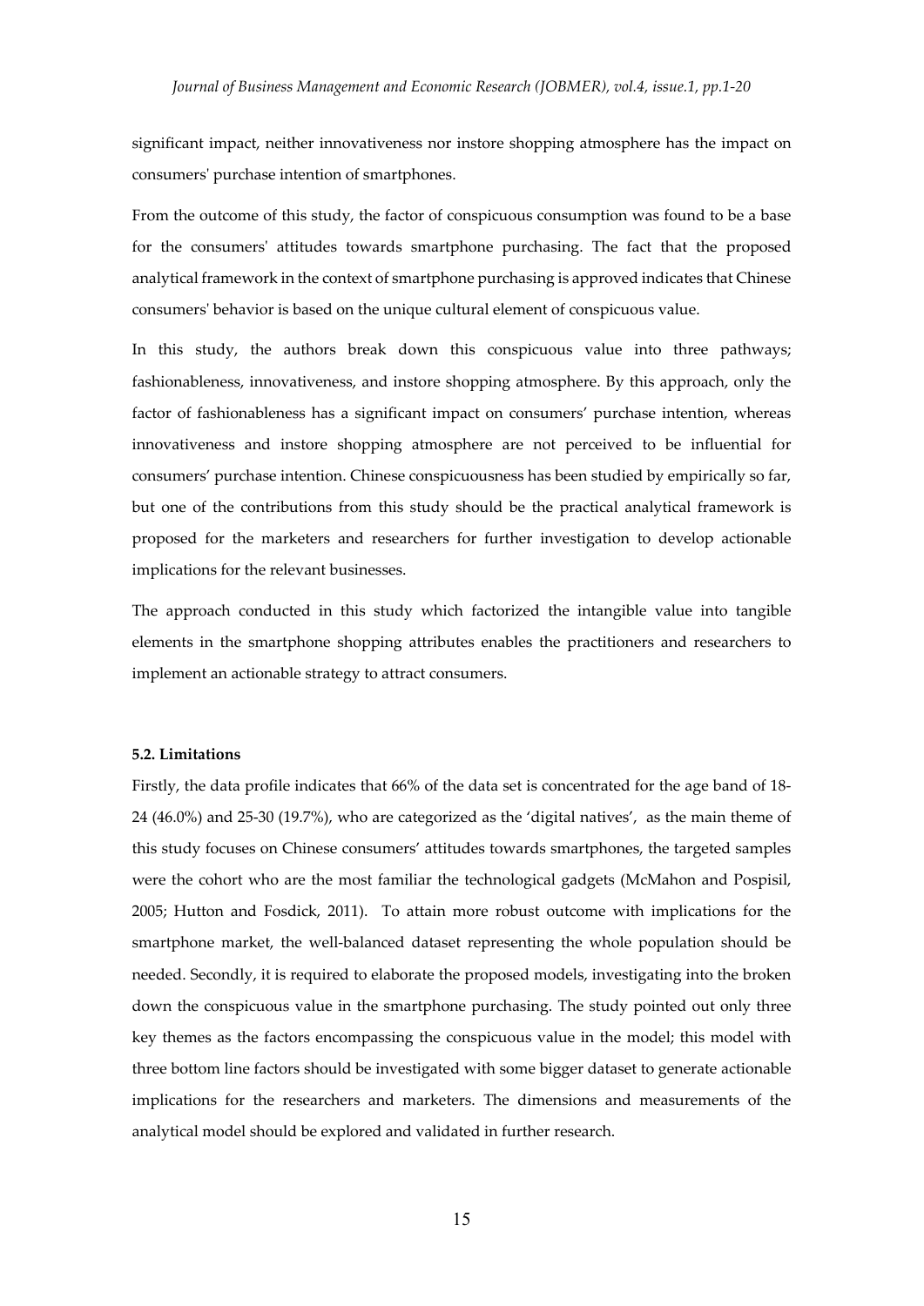significant impact, neither innovativeness nor instore shopping atmosphere has the impact on consumers' purchase intention of smartphones.

From the outcome of this study, the factor of conspicuous consumption was found to be a base for the consumers' attitudes towards smartphone purchasing. The fact that the proposed analytical framework in the context of smartphone purchasing is approved indicates that Chinese consumers' behavior is based on the unique cultural element of conspicuous value.

In this study, the authors break down this conspicuous value into three pathways; fashionableness, innovativeness, and instore shopping atmosphere. By this approach, only the factor of fashionableness has a significant impact on consumers' purchase intention, whereas innovativeness and instore shopping atmosphere are not perceived to be influential for consumers' purchase intention. Chinese conspicuousness has been studied by empirically so far, but one of the contributions from this study should be the practical analytical framework is proposed for the marketers and researchers for further investigation to develop actionable implications for the relevant businesses.

The approach conducted in this study which factorized the intangible value into tangible elements in the smartphone shopping attributes enables the practitioners and researchers to implement an actionable strategy to attract consumers.

#### 5.2. Limitations

Firstly, the data profile indicates that 66% of the data set is concentrated for the age band of 18-24 (46.0%) and 25-30 (19.7%), who are categorized as the 'digital natives', as the main theme of this study focuses on Chinese consumers' attitudes towards smartphones, the targeted samples were the cohort who are the most familiar the technological gadgets (McMahon and Pospisil, 2005; Hutton and Fosdick, 2011). To attain more robust outcome with implications for the smartphone market, the well-balanced dataset representing the whole population should be needed. Secondly, it is required to elaborate the proposed models, investigating into the broken down the conspicuous value in the smartphone purchasing. The study pointed out only three key themes as the factors encompassing the conspicuous value in the model; this model with three bottom line factors should be investigated with some bigger dataset to generate actionable implications for the researchers and marketers. The dimensions and measurements of the analytical model should be explored and validated in further research.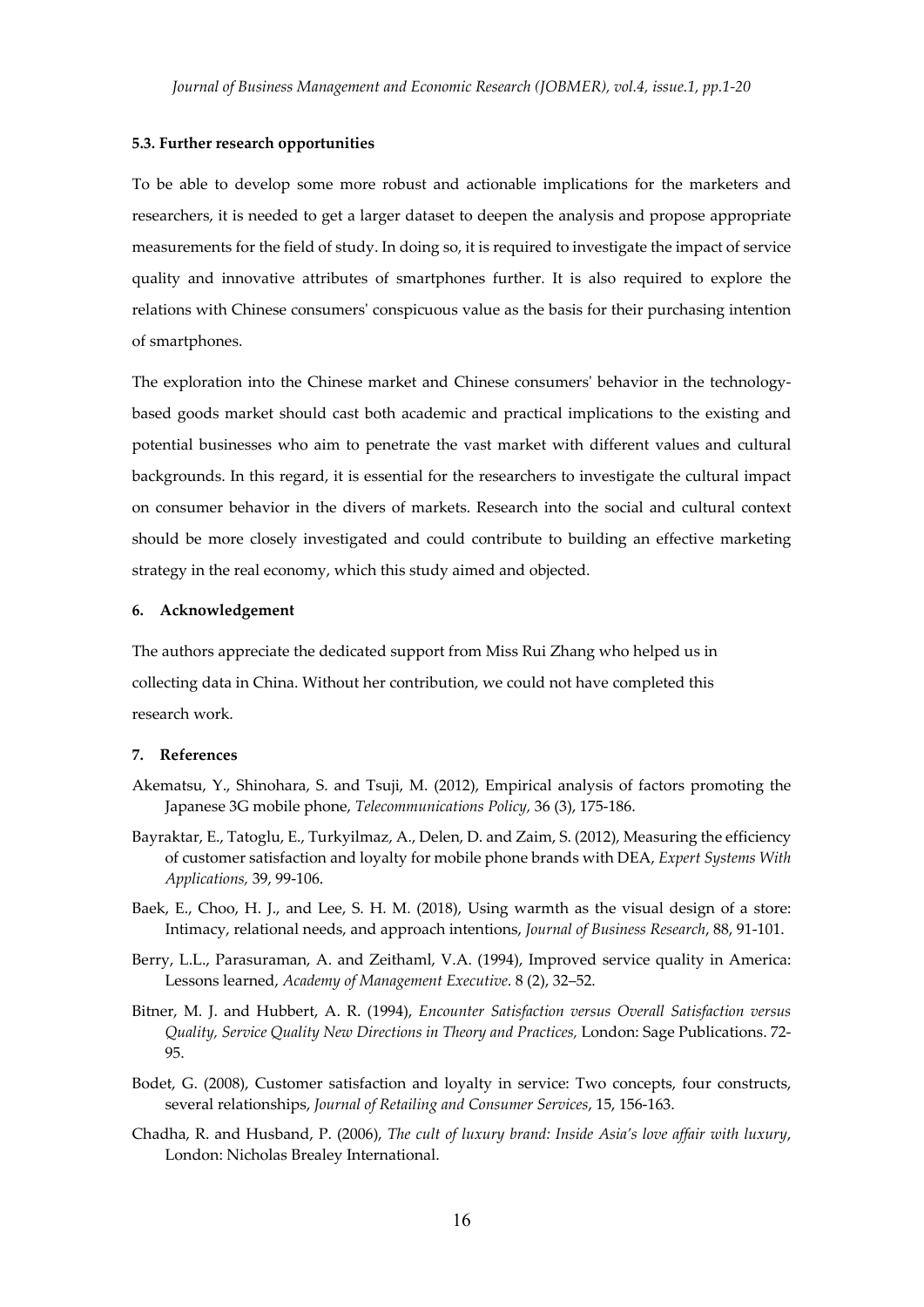### 5.3. Further research opportunities

To be able to develop some more robust and actionable implications for the marketers and researchers, it is needed to get a larger dataset to deepen the analysis and propose appropriate measurements for the field of study. In doing so, it is required to investigate the impact of service quality and innovative attributes of smartphones further. It is also required to explore the relations with Chinese consumers' conspicuous value as the basis for their purchasing intention of smartphones.

The exploration into the Chinese market and Chinese consumers' behavior in the technology-based goods market should cast both academic and practical implications to the existing and potential businesses who aim to penetrate the vast market with different values and cultural backgrounds. In this regard, it is essential for the researchers to investigate the cultural impact on consumer behavior in the divers of markets. Research into the social and cultural context should be more closely investigated and could contribute to building an effective marketing strategy in the real economy, which this study aimed and objected.

## 6. Acknowledgement

The authors appreciate the dedicated support from Miss Rui Zhang who helped us in collecting data in China. Without her contribution, we could not have completed this research work.

## 7. References

Akematsu, Y., Shinohara, S. and Tsuji, M. (2012), Empirical analysis of factors promoting the Japanese 3G mobile phone, *Telecommunications Policy,* 36 (3), 175-186.

Bayraktar, E., Tatoglu, E., Turkyilmaz, A., Delen, D. and Zaim, S. (2012), Measuring the efficiency of customer satisfaction and loyalty for mobile phone brands with DEA, *Expert Systems With Applications,* 39, 99-106.

Baek, E., Choo, H. J., and Lee, S. H. M. (2018), Using warmth as the visual design of a store: Intimacy, relational needs, and approach intentions, *Journal of Business Research*, 88, 91-101.

Berry, L.L., Parasuraman, A. and Zeithaml, V.A. (1994), Improved service quality in America: Lessons learned, *Academy of Management Executive*. 8 (2), 32–52.

Bitner, M. J. and Hubbert, A. R. (1994), *Encounter Satisfaction versus Overall Satisfaction versus Quality, Service Quality New Directions in Theory and Practices,* London: Sage Publications. 72-95.

Bodet, G. (2008), Customer satisfaction and loyalty in service: Two concepts, four constructs, several relationships, *Journal of Retailing and Consumer Services*, 15, 156-163.

Chadha, R. and Husband, P. (2006), *The cult of luxury brand: Inside Asia's love affair with luxury*, London: Nicholas Brealey International.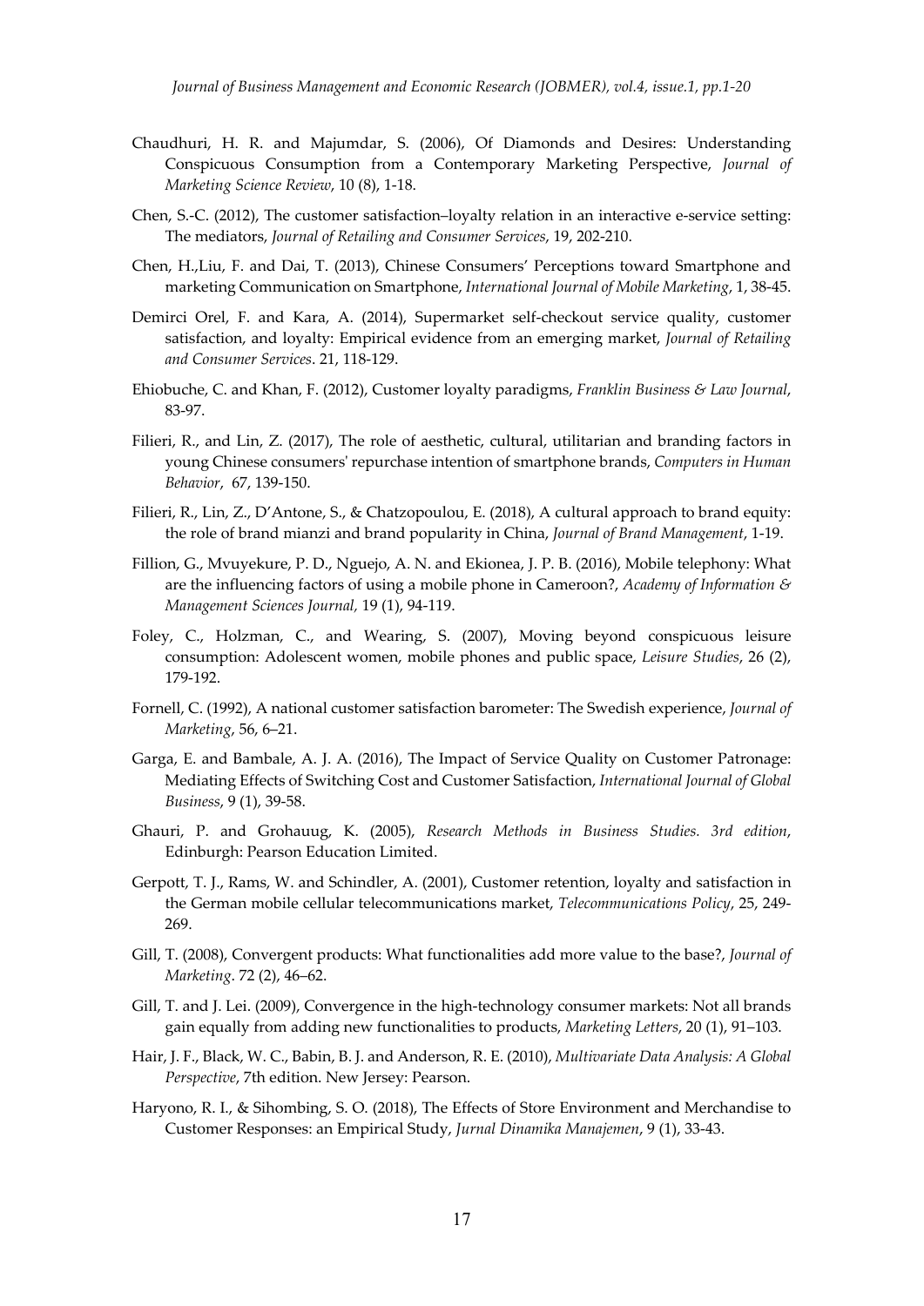Chaudhuri, H. R. and Majumdar, S. (2006), Of Diamonds and Desires: Understanding Conspicuous Consumption from a Contemporary Marketing Perspective, *Journal of Marketing Science Review*, 10 (8), 1-18.

Chen, S.-C. (2012), The customer satisfaction–loyalty relation in an interactive e-service setting: The mediators, *Journal of Retailing and Consumer Services*, 19, 202-210.

Chen, H.,Liu, F. and Dai, T. (2013), Chinese Consumers' Perceptions toward Smartphone and marketing Communication on Smartphone, *International Journal of Mobile Marketing*, 1, 38-45.

Demirci Orel, F. and Kara, A. (2014), Supermarket self-checkout service quality, customer satisfaction, and loyalty: Empirical evidence from an emerging market, *Journal of Retailing and Consumer Services*. 21, 118-129.

Ehiobuche, C. and Khan, F. (2012), Customer loyalty paradigms, *Franklin Business & Law Journal*, 83-97.

Filieri, R., and Lin, Z. (2017), The role of aesthetic, cultural, utilitarian and branding factors in young Chinese consumers' repurchase intention of smartphone brands, *Computers in Human Behavior*, 67, 139-150.

Filieri, R., Lin, Z., D'Antone, S., & Chatzopoulou, E. (2018), A cultural approach to brand equity: the role of brand mianzi and brand popularity in China, *Journal of Brand Management*, 1-19.

Fillion, G., Mvuyekure, P. D., Nguejo, A. N. and Ekionea, J. P. B. (2016), Mobile telephony: What are the influencing factors of using a mobile phone in Cameroon?, *Academy of Information & Management Sciences Journal,* 19 (1), 94-119.

Foley, C., Holzman, C., and Wearing, S. (2007), Moving beyond conspicuous leisure consumption: Adolescent women, mobile phones and public space, *Leisure Studies*, 26 (2), 179-192.

Fornell, C. (1992), A national customer satisfaction barometer: The Swedish experience, *Journal of Marketing*, 56, 6–21.

Garga, E. and Bambale, A. J. A. (2016), The Impact of Service Quality on Customer Patronage: Mediating Effects of Switching Cost and Customer Satisfaction, *International Journal of Global Business*, 9 (1), 39-58.

Ghauri, P. and Grohauug, K. (2005), *Research Methods in Business Studies. 3rd edition*, Edinburgh: Pearson Education Limited.

Gerpott, T. J., Rams, W. and Schindler, A. (2001), Customer retention, loyalty and satisfaction in the German mobile cellular telecommunications market, *Telecommunications Policy*, 25, 249-269.

Gill, T. (2008), Convergent products: What functionalities add more value to the base?, *Journal of Marketing*. 72 (2), 46–62.

Gill, T. and J. Lei. (2009), Convergence in the high-technology consumer markets: Not all brands gain equally from adding new functionalities to products, *Marketing Letters*, 20 (1), 91–103.

Hair, J. F., Black, W. C., Babin, B. J. and Anderson, R. E. (2010), *Multivariate Data Analysis: A Global Perspective*, 7th edition. New Jersey: Pearson.

Haryono, R. I., & Sihombing, S. O. (2018), The Effects of Store Environment and Merchandise to Customer Responses: an Empirical Study, *Jurnal Dinamika Manajemen*, 9 (1), 33-43.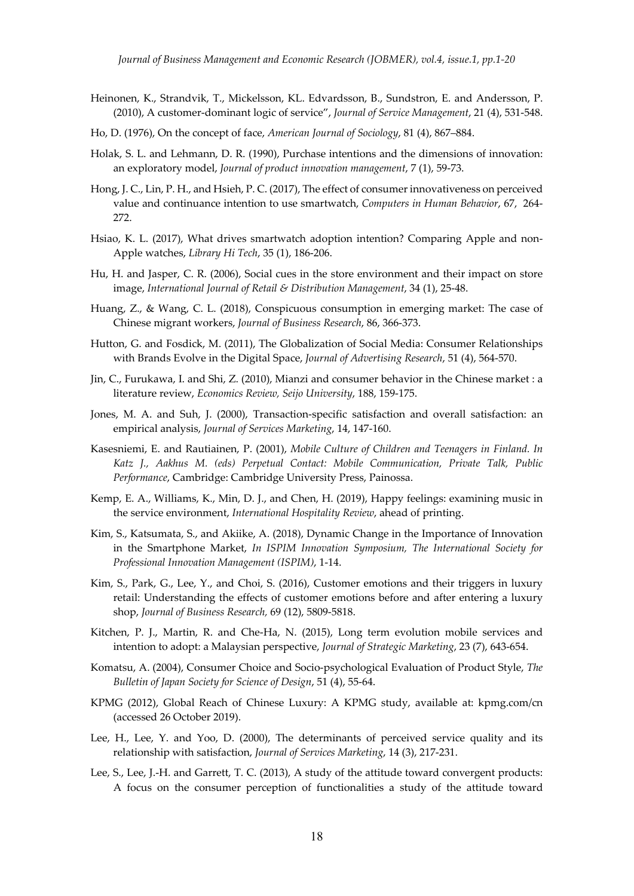Heinonen, K., Strandvik, T., Mickelsson, KL. Edvardsson, B., Sundstron, E. and Andersson, P. (2010), A customer-dominant logic of service", *Journal of Service Management*, 21 (4), 531-548.

Ho, D. (1976), On the concept of face, *American Journal of Sociology*, 81 (4), 867–884.

Holak, S. L. and Lehmann, D. R. (1990), Purchase intentions and the dimensions of innovation: an exploratory model, *Journal of product innovation management*, 7 (1), 59-73.

Hong, J. C., Lin, P. H., and Hsieh, P. C. (2017), The effect of consumer innovativeness on perceived value and continuance intention to use smartwatch, *Computers in Human Behavior*, 67, 264-272.

Hsiao, K. L. (2017), What drives smartwatch adoption intention? Comparing Apple and non-Apple watches, *Library Hi Tech*, 35 (1), 186-206.

Hu, H. and Jasper, C. R. (2006), Social cues in the store environment and their impact on store image, *International Journal of Retail & Distribution Management*, 34 (1), 25-48.

Huang, Z., & Wang, C. L. (2018), Conspicuous consumption in emerging market: The case of Chinese migrant workers, *Journal of Business Research*, 86, 366-373.

Hutton, G. and Fosdick, M. (2011), The Globalization of Social Media: Consumer Relationships with Brands Evolve in the Digital Space, *Journal of Advertising Research*, 51 (4), 564-570.

Jin, C., Furukawa, I. and Shi, Z. (2010), Mianzi and consumer behavior in the Chinese market : a literature review, *Economics Review, Seijo University*, 188, 159-175.

Jones, M. A. and Suh, J. (2000), Transaction-specific satisfaction and overall satisfaction: an empirical analysis, *Journal of Services Marketing*, 14, 147-160.

Kasesniemi, E. and Rautiainen, P. (2001), *Mobile Culture of Children and Teenagers in Finland. In Katz J., Aakhus M. (eds) Perpetual Contact: Mobile Communication, Private Talk, Public Performance*, Cambridge: Cambridge University Press, Painossa.

Kemp, E. A., Williams, K., Min, D. J., and Chen, H. (2019), Happy feelings: examining music in the service environment, *International Hospitality Review*, ahead of printing.

Kim, S., Katsumata, S., and Akiike, A. (2018), Dynamic Change in the Importance of Innovation in the Smartphone Market, *In ISPIM Innovation Symposium, The International Society for Professional Innovation Management (ISPIM)*, 1-14.

Kim, S., Park, G., Lee, Y., and Choi, S. (2016), Customer emotions and their triggers in luxury retail: Understanding the effects of customer emotions before and after entering a luxury shop, *Journal of Business Research,* 69 (12), 5809-5818.

Kitchen, P. J., Martin, R. and Che-Ha, N. (2015), Long term evolution mobile services and intention to adopt: a Malaysian perspective, *Journal of Strategic Marketing*, 23 (7), 643-654.

Komatsu, A. (2004), Consumer Choice and Socio-psychological Evaluation of Product Style, *The Bulletin of Japan Society for Science of Design*, 51 (4), 55-64.

KPMG (2012), Global Reach of Chinese Luxury: A KPMG study, available at: kpmg.com/cn (accessed 26 October 2019).

Lee, H., Lee, Y. and Yoo, D. (2000), The determinants of perceived service quality and its relationship with satisfaction, *Journal of Services Marketing*, 14 (3), 217-231.

Lee, S., Lee, J.-H. and Garrett, T. C. (2013), A study of the attitude toward convergent products: A focus on the consumer perception of functionalities a study of the attitude toward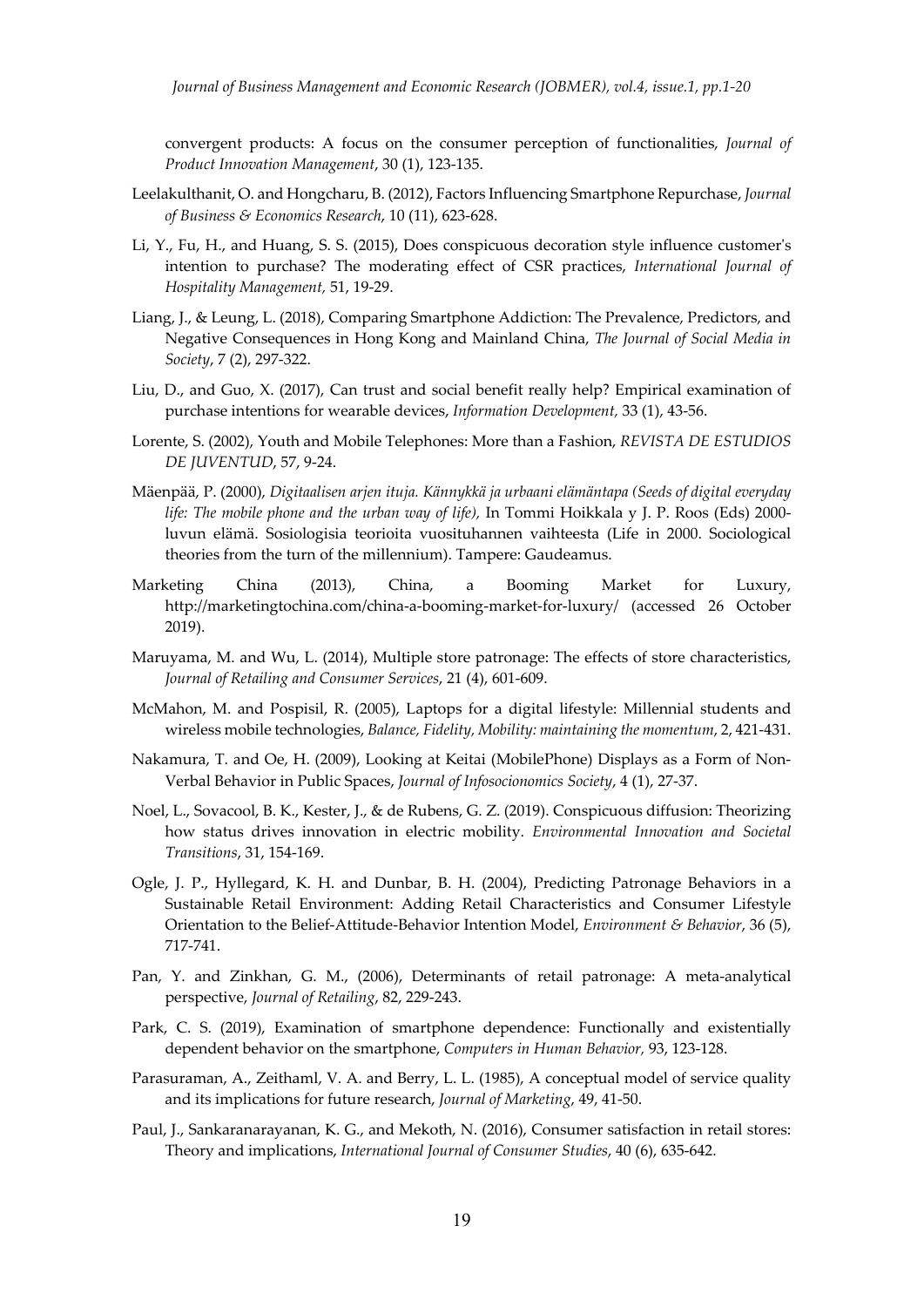convergent products: A focus on the consumer perception of functionalities, *Journal of Product Innovation Management*, 30 (1), 123-135.

Leelakulthanit, O. and Hongcharu, B. (2012), Factors Influencing Smartphone Repurchase, *Journal of Business & Economics Research*, 10 (11), 623-628.

Li, Y., Fu, H., and Huang, S. S. (2015), Does conspicuous decoration style influence customer's intention to purchase? The moderating effect of CSR practices, *International Journal of Hospitality Management,* 51, 19-29.

Liang, J., & Leung, L. (2018), Comparing Smartphone Addiction: The Prevalence, Predictors, and Negative Consequences in Hong Kong and Mainland China, *The Journal of Social Media in Society*, 7 (2), 297-322.

Liu, D., and Guo, X. (2017), Can trust and social benefit really help? Empirical examination of purchase intentions for wearable devices, *Information Development,* 33 (1), 43-56.

Lorente, S. (2002), Youth and Mobile Telephones: More than a Fashion, *REVISTA DE ESTUDIOS DE JUVENTUD*, 57, 9-24.

Mäenpää, P. (2000), *Digitaalisen arjen ituja. Kännykkä ja urbaani elämäntapa (Seeds of digital everyday life: The mobile phone and the urban way of life),* In Tommi Hoikkala y J. P. Roos (Eds) 2000-luvun elämä. Sosiologisia teorioita vuosituhannen vaihteesta (Life in 2000. Sociological theories from the turn of the millennium). Tampere: Gaudeamus.

Marketing China (2013), China, a Booming Market for Luxury, http://marketingtochina.com/china-a-booming-market-for-luxury/ (accessed 26 October 2019).

Maruyama, M. and Wu, L. (2014), Multiple store patronage: The effects of store characteristics, *Journal of Retailing and Consumer Services*, 21 (4), 601-609.

McMahon, M. and Pospisil, R. (2005), Laptops for a digital lifestyle: Millennial students and wireless mobile technologies, *Balance, Fidelity, Mobility: maintaining the momentum*, 2, 421-431.

Nakamura, T. and Oe, H. (2009), Looking at Keitai (MobilePhone) Displays as a Form of Non-Verbal Behavior in Public Spaces, *Journal of Infosocionomics Society*, 4 (1), 27-37.

Noel, L., Sovacool, B. K., Kester, J., & de Rubens, G. Z. (2019). Conspicuous diffusion: Theorizing how status drives innovation in electric mobility. *Environmental Innovation and Societal Transitions*, 31, 154-169.

Ogle, J. P., Hyllegard, K. H. and Dunbar, B. H. (2004), Predicting Patronage Behaviors in a Sustainable Retail Environment: Adding Retail Characteristics and Consumer Lifestyle Orientation to the Belief-Attitude-Behavior Intention Model, *Environment & Behavior*, 36 (5), 717-741.

Pan, Y. and Zinkhan, G. M., (2006), Determinants of retail patronage: A meta-analytical perspective, *Journal of Retailing*, 82, 229-243.

Park, C. S. (2019), Examination of smartphone dependence: Functionally and existentially dependent behavior on the smartphone, *Computers in Human Behavior,* 93, 123-128.

Parasuraman, A., Zeithaml, V. A. and Berry, L. L. (1985), A conceptual model of service quality and its implications for future research, *Journal of Marketing*, 49, 41-50.

Paul, J., Sankaranarayanan, K. G., and Mekoth, N. (2016), Consumer satisfaction in retail stores: Theory and implications, *International Journal of Consumer Studies*, 40 (6), 635-642.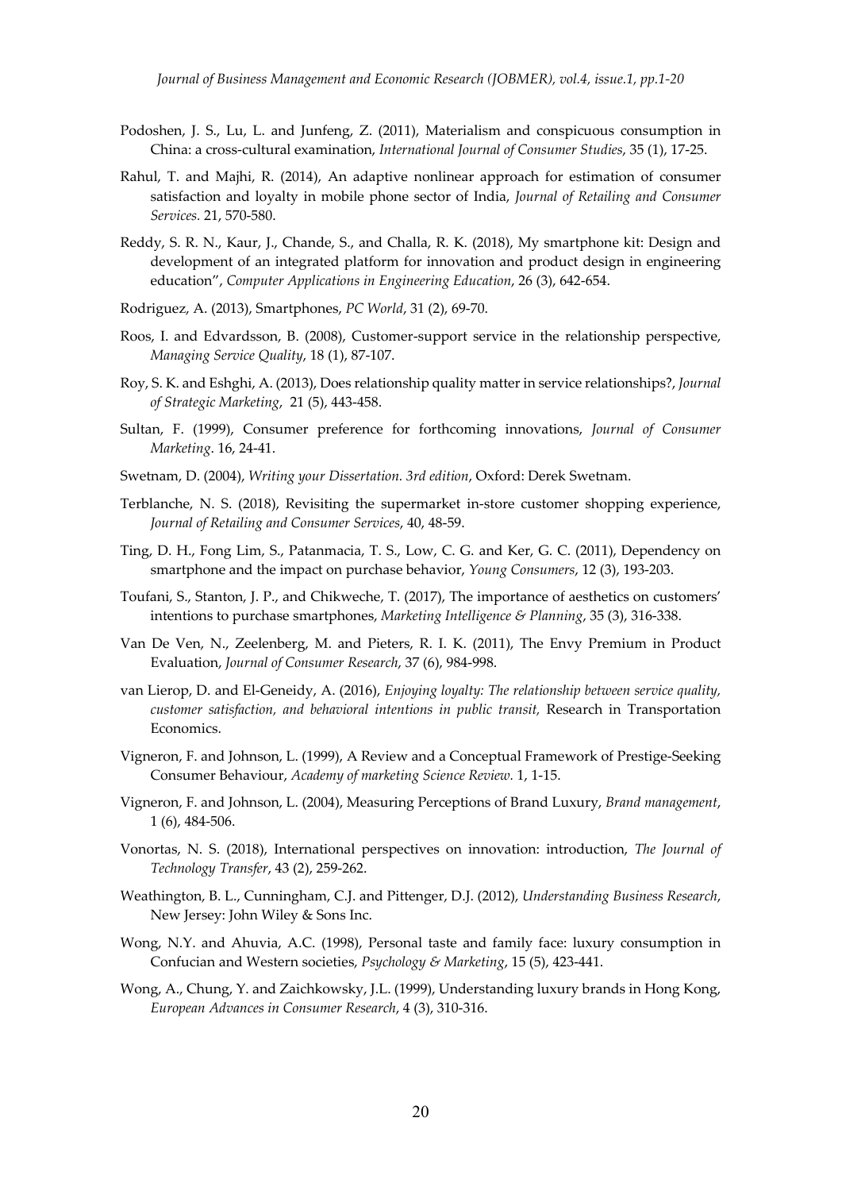Podoshen, J. S., Lu, L. and Junfeng, Z. (2011), Materialism and conspicuous consumption in China: a cross-cultural examination, *International Journal of Consumer Studies*, 35 (1), 17-25.

Rahul, T. and Majhi, R. (2014), An adaptive nonlinear approach for estimation of consumer satisfaction and loyalty in mobile phone sector of India, *Journal of Retailing and Consumer Services*. 21, 570-580.

Reddy, S. R. N., Kaur, J., Chande, S., and Challa, R. K. (2018), My smartphone kit: Design and development of an integrated platform for innovation and product design in engineering education", *Computer Applications in Engineering Education*, 26 (3), 642-654.

Rodriguez, A. (2013), Smartphones, *PC World*, 31 (2), 69-70.

Roos, I. and Edvardsson, B. (2008), Customer-support service in the relationship perspective, *Managing Service Quality*, 18 (1), 87-107.

Roy, S. K. and Eshghi, A. (2013), Does relationship quality matter in service relationships?, *Journal of Strategic Marketing*, 21 (5), 443-458.

Sultan, F. (1999), Consumer preference for forthcoming innovations, *Journal of Consumer Marketing*. 16, 24-41.

Swetnam, D. (2004), *Writing your Dissertation. 3rd edition*, Oxford: Derek Swetnam.

Terblanche, N. S. (2018), Revisiting the supermarket in-store customer shopping experience, *Journal of Retailing and Consumer Services*, 40, 48-59.

Ting, D. H., Fong Lim, S., Patanmacia, T. S., Low, C. G. and Ker, G. C. (2011), Dependency on smartphone and the impact on purchase behavior, *Young Consumers*, 12 (3), 193-203.

Toufani, S., Stanton, J. P., and Chikweche, T. (2017), The importance of aesthetics on customers' intentions to purchase smartphones, *Marketing Intelligence & Planning*, 35 (3), 316-338.

Van De Ven, N., Zeelenberg, M. and Pieters, R. I. K. (2011), The Envy Premium in Product Evaluation, *Journal of Consumer Research*, 37 (6), 984-998.

van Lierop, D. and El-Geneidy, A. (2016), *Enjoying loyalty: The relationship between service quality, customer satisfaction, and behavioral intentions in public transit,* Research in Transportation Economics.

Vigneron, F. and Johnson, L. (1999), A Review and a Conceptual Framework of Prestige-Seeking Consumer Behaviour, *Academy of marketing Science Review.* 1, 1-15.

Vigneron, F. and Johnson, L. (2004), Measuring Perceptions of Brand Luxury, *Brand management*, 1 (6), 484-506.

Vonortas, N. S. (2018), International perspectives on innovation: introduction, *The Journal of Technology Transfer*, 43 (2), 259-262.

Weathington, B. L., Cunningham, C.J. and Pittenger, D.J. (2012), *Understanding Business Research*, New Jersey: John Wiley & Sons Inc.

Wong, N.Y. and Ahuvia, A.C. (1998), Personal taste and family face: luxury consumption in Confucian and Western societies, *Psychology & Marketing*, 15 (5), 423-441.

Wong, A., Chung, Y. and Zaichkowsky, J.L. (1999), Understanding luxury brands in Hong Kong, *European Advances in Consumer Research*, 4 (3), 310-316.